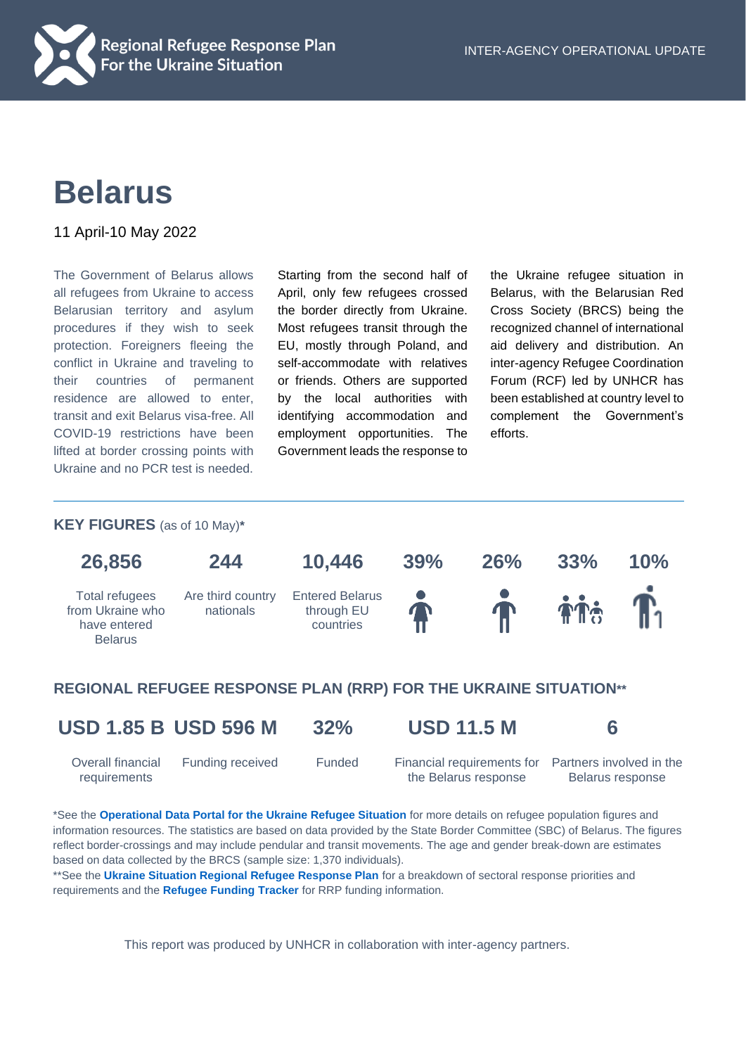Regional Refugee Response Plan For the Ukraine Situation

INTER-AGENCY OPERATIONAL UPDATE

# Belarus

11 April-10 May 2022

The Government of Belarus allows all refugees from Ukraine to access Belarusian territory and asylum procedures if they wish to seek protection. Foreigners fleeing the conflict in Ukraine and traveling to their countries of permanent residence are allowed to enter, transit and exit Belarus visa-free. All COVID-19 restrictions have been lifted at border crossing points with Ukraine and no PCR test is needed.

Starting from the second half of April, only few refugees crossed the border directly from Ukraine. Most refugees transit through the EU, mostly through Poland, and self-accommodate with relatives or friends. Others are supported by the local authorities with identifying accommodation and employment opportunities. The Government leads the response to the Ukraine refugee situation in Belarus, with the Belarusian Red Cross Society (BRCS) being the recognized channel of international aid delivery and distribution. An inter-agency Refugee Coordination Forum (RCF) led by UNHCR has been established at country level to complement the Government's efforts.

## KEY FIGURES (as of 10 May)*

| 26,856 | 244 | 10,446 | 39% | 26% | 33% | 10% |
|---|---|---|---|---|---|---|
| Total refugees from Ukraine who have entered Belarus | Are third country nationals | Entered Belarus through EU countries | | | | |

## REGIONAL REFUGEE RESPONSE PLAN (RRP) FOR THE UKRAINE SITUATION**

| USD 1.85 B | USD 596 M | 32% | USD 11.5 M | 6 |
|---|---|---|---|---|
| Overall financial requirements | Funding received | Funded | Financial requirements for the Belarus response | Partners involved in the Belarus response |

*See the **Operational Data Portal for the Ukraine Refugee Situation** for more details on refugee population figures and information resources. The statistics are based on data provided by the State Border Committee (SBC) of Belarus. The figures reflect border-crossings and may include pendular and transit movements. The age and gender break-down are estimates based on data collected by the BRCS (sample size: 1,370 individuals).

**See the **Ukraine Situation Regional Refugee Response Plan** for a breakdown of sectoral response priorities and requirements and the **Refugee Funding Tracker** for RRP funding information.

This report was produced by UNHCR in collaboration with inter-agency partners.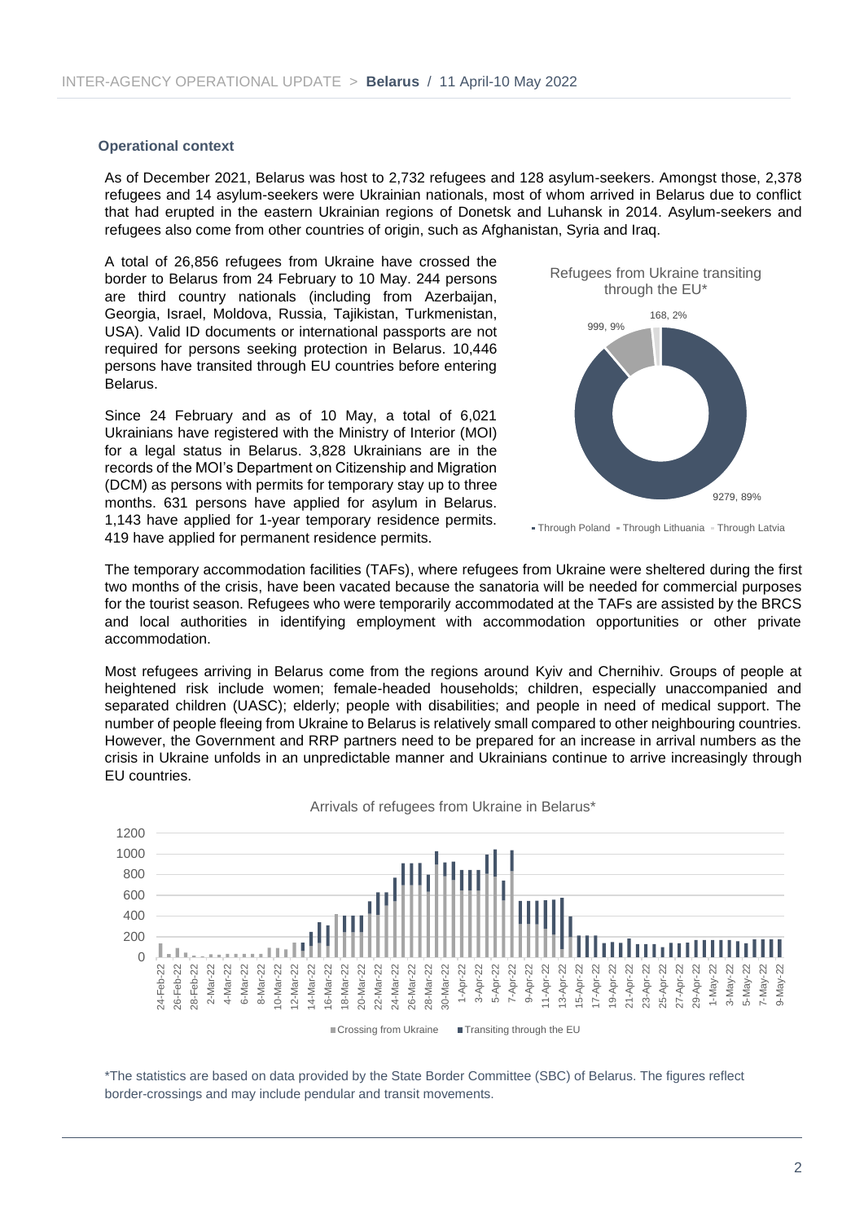## Operational context

As of December 2021, Belarus was host to 2,732 refugees and 128 asylum-seekers. Amongst those, 2,378 refugees and 14 asylum-seekers were Ukrainian nationals, most of whom arrived in Belarus due to conflict that had erupted in the eastern Ukrainian regions of Donetsk and Luhansk in 2014. Asylum-seekers and refugees also come from other countries of origin, such as Afghanistan, Syria and Iraq.

A total of 26,856 refugees from Ukraine have crossed the border to Belarus from 24 February to 10 May. 244 persons are third country nationals (including from Azerbaijan, Georgia, Israel, Moldova, Russia, Tajikistan, Turkmenistan, USA). Valid ID documents or international passports are not required for persons seeking protection in Belarus. 10,446 persons have transited through EU countries before entering Belarus.

Refugees from Ukraine transiting through the EU*

| | Number | Share |
|---|---|---|
| Through Poland | 9279 | 89% |
| Through Lithuania | 999 | 9% |
| Through Latvia | 168 | 2% |

Since 24 February and as of 10 May, a total of 6,021 Ukrainians have registered with the Ministry of Interior (MOI) for a legal status in Belarus. 3,828 Ukrainians are in the records of the MOI's Department on Citizenship and Migration (DCM) as persons with permits for temporary stay up to three months. 631 persons have applied for asylum in Belarus. 1,143 have applied for 1-year temporary residence permits. 419 have applied for permanent residence permits.

The temporary accommodation facilities (TAFs), where refugees from Ukraine were sheltered during the first two months of the crisis, have been vacated because the sanatoria will be needed for commercial purposes for the tourist season. Refugees who were temporarily accommodated at the TAFs are assisted by the BRCS and local authorities in identifying employment with accommodation opportunities or other private accommodation.

Most refugees arriving in Belarus come from the regions around Kyiv and Chernihiv. Groups of people at heightened risk include women; female-headed households; children, especially unaccompanied and separated children (UASC); elderly; people with disabilities; and people in need of medical support. The number of people fleeing from Ukraine to Belarus is relatively small compared to other neighbouring countries. However, the Government and RRP partners need to be prepared for an increase in arrival numbers as the crisis in Ukraine unfolds in an unpredictable manner and Ukrainians continue to arrive increasingly through EU countries.

Arrivals of refugees from Ukraine in Belarus*

(Stacked bar chart, 24-Feb-22 to 9-May-22; y-axis 0–1200; series: Crossing from Ukraine, Transiting through the EU)

*The statistics are based on data provided by the State Border Committee (SBC) of Belarus. The figures reflect border-crossings and may include pendular and transit movements.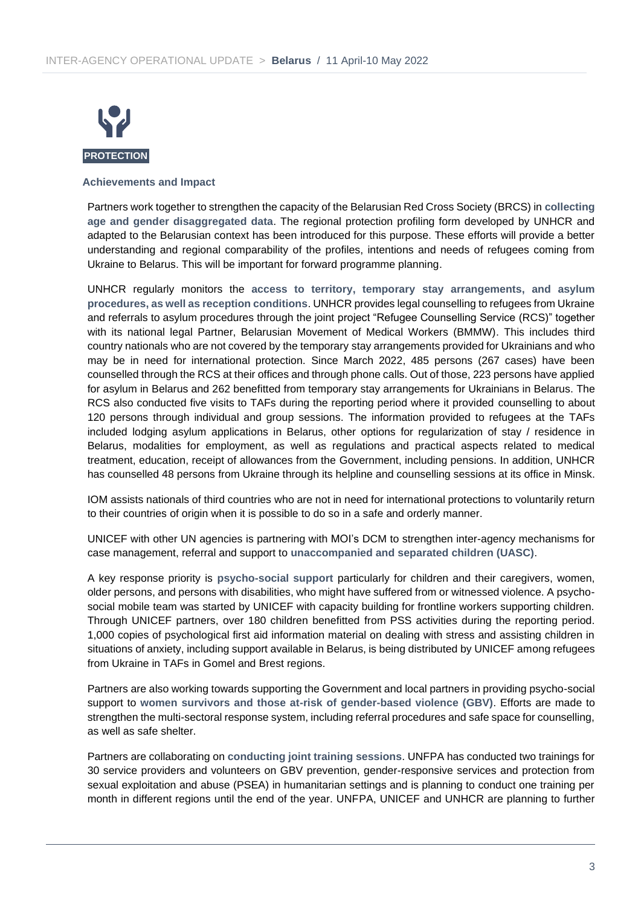## PROTECTION

### Achievements and Impact

Partners work together to strengthen the capacity of the Belarusian Red Cross Society (BRCS) in **collecting age and gender disaggregated data**. The regional protection profiling form developed by UNHCR and adapted to the Belarusian context has been introduced for this purpose. These efforts will provide a better understanding and regional comparability of the profiles, intentions and needs of refugees coming from Ukraine to Belarus. This will be important for forward programme planning.

UNHCR regularly monitors the **access to territory, temporary stay arrangements, and asylum procedures, as well as reception conditions**. UNHCR provides legal counselling to refugees from Ukraine and referrals to asylum procedures through the joint project "Refugee Counselling Service (RCS)" together with its national legal Partner, Belarusian Movement of Medical Workers (BMMW). This includes third country nationals who are not covered by the temporary stay arrangements provided for Ukrainians and who may be in need for international protection. Since March 2022, 485 persons (267 cases) have been counselled through the RCS at their offices and through phone calls. Out of those, 223 persons have applied for asylum in Belarus and 262 benefitted from temporary stay arrangements for Ukrainians in Belarus. The RCS also conducted five visits to TAFs during the reporting period where it provided counselling to about 120 persons through individual and group sessions. The information provided to refugees at the TAFs included lodging asylum applications in Belarus, other options for regularization of stay / residence in Belarus, modalities for employment, as well as regulations and practical aspects related to medical treatment, education, receipt of allowances from the Government, including pensions. In addition, UNHCR has counselled 48 persons from Ukraine through its helpline and counselling sessions at its office in Minsk.

IOM assists nationals of third countries who are not in need for international protections to voluntarily return to their countries of origin when it is possible to do so in a safe and orderly manner.

UNICEF with other UN agencies is partnering with MOI's DCM to strengthen inter-agency mechanisms for case management, referral and support to **unaccompanied and separated children (UASC)**.

A key response priority is **psycho-social support** particularly for children and their caregivers, women, older persons, and persons with disabilities, who might have suffered from or witnessed violence. A psycho-social mobile team was started by UNICEF with capacity building for frontline workers supporting children. Through UNICEF partners, over 180 children benefitted from PSS activities during the reporting period. 1,000 copies of psychological first aid information material on dealing with stress and assisting children in situations of anxiety, including support available in Belarus, is being distributed by UNICEF among refugees from Ukraine in TAFs in Gomel and Brest regions.

Partners are also working towards supporting the Government and local partners in providing psycho-social support to **women survivors and those at-risk of gender-based violence (GBV)**. Efforts are made to strengthen the multi-sectoral response system, including referral procedures and safe space for counselling, as well as safe shelter.

Partners are collaborating on **conducting joint training sessions**. UNFPA has conducted two trainings for 30 service providers and volunteers on GBV prevention, gender-responsive services and protection from sexual exploitation and abuse (PSEA) in humanitarian settings and is planning to conduct one training per month in different regions until the end of the year. UNFPA, UNICEF and UNHCR are planning to further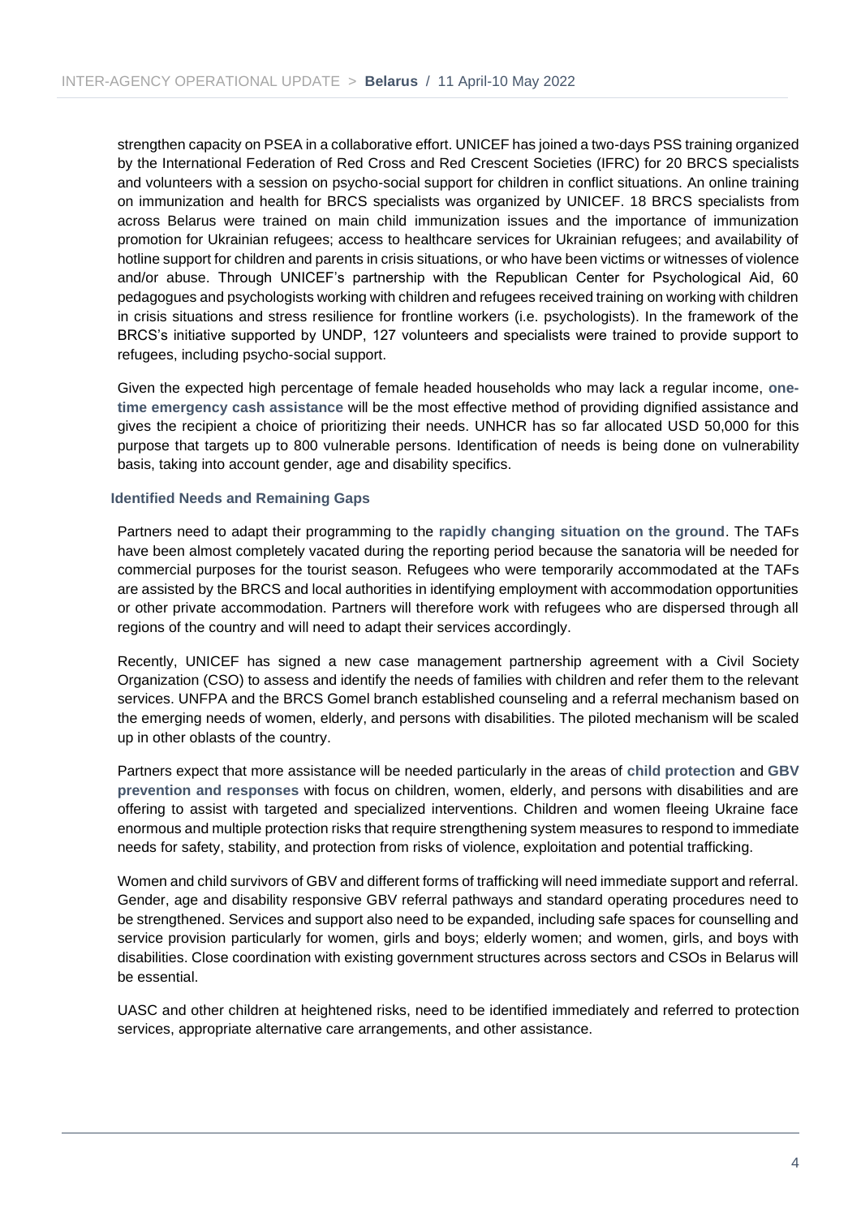strengthen capacity on PSEA in a collaborative effort. UNICEF has joined a two-days PSS training organized by the International Federation of Red Cross and Red Crescent Societies (IFRC) for 20 BRCS specialists and volunteers with a session on psycho-social support for children in conflict situations. An online training on immunization and health for BRCS specialists was organized by UNICEF. 18 BRCS specialists from across Belarus were trained on main child immunization issues and the importance of immunization promotion for Ukrainian refugees; access to healthcare services for Ukrainian refugees; and availability of hotline support for children and parents in crisis situations, or who have been victims or witnesses of violence and/or abuse. Through UNICEF's partnership with the Republican Center for Psychological Aid, 60 pedagogues and psychologists working with children and refugees received training on working with children in crisis situations and stress resilience for frontline workers (i.e. psychologists). In the framework of the BRCS's initiative supported by UNDP, 127 volunteers and specialists were trained to provide support to refugees, including psycho-social support.

Given the expected high percentage of female headed households who may lack a regular income, **one-time emergency cash assistance** will be the most effective method of providing dignified assistance and gives the recipient a choice of prioritizing their needs. UNHCR has so far allocated USD 50,000 for this purpose that targets up to 800 vulnerable persons. Identification of needs is being done on vulnerability basis, taking into account gender, age and disability specifics.

### Identified Needs and Remaining Gaps

Partners need to adapt their programming to the **rapidly changing situation on the ground**. The TAFs have been almost completely vacated during the reporting period because the sanatoria will be needed for commercial purposes for the tourist season. Refugees who were temporarily accommodated at the TAFs are assisted by the BRCS and local authorities in identifying employment with accommodation opportunities or other private accommodation. Partners will therefore work with refugees who are dispersed through all regions of the country and will need to adapt their services accordingly.

Recently, UNICEF has signed a new case management partnership agreement with a Civil Society Organization (CSO) to assess and identify the needs of families with children and refer them to the relevant services. UNFPA and the BRCS Gomel branch established counseling and a referral mechanism based on the emerging needs of women, elderly, and persons with disabilities. The piloted mechanism will be scaled up in other oblasts of the country.

Partners expect that more assistance will be needed particularly in the areas of **child protection** and **GBV prevention and responses** with focus on children, women, elderly, and persons with disabilities and are offering to assist with targeted and specialized interventions. Children and women fleeing Ukraine face enormous and multiple protection risks that require strengthening system measures to respond to immediate needs for safety, stability, and protection from risks of violence, exploitation and potential trafficking.

Women and child survivors of GBV and different forms of trafficking will need immediate support and referral. Gender, age and disability responsive GBV referral pathways and standard operating procedures need to be strengthened. Services and support also need to be expanded, including safe spaces for counselling and service provision particularly for women, girls and boys; elderly women; and women, girls, and boys with disabilities. Close coordination with existing government structures across sectors and CSOs in Belarus will be essential.

UASC and other children at heightened risks, need to be identified immediately and referred to protection services, appropriate alternative care arrangements, and other assistance.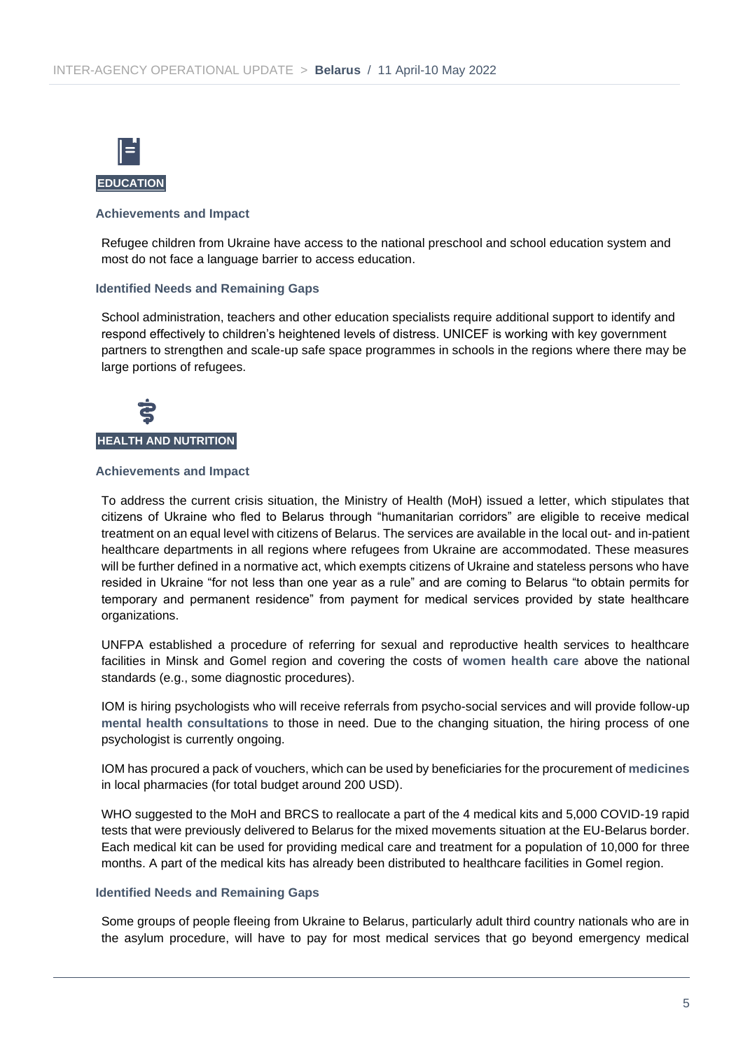## EDUCATION

### Achievements and Impact

Refugee children from Ukraine have access to the national preschool and school education system and most do not face a language barrier to access education.

### Identified Needs and Remaining Gaps

School administration, teachers and other education specialists require additional support to identify and respond effectively to children's heightened levels of distress. UNICEF is working with key government partners to strengthen and scale-up safe space programmes in schools in the regions where there may be large portions of refugees.

## HEALTH AND NUTRITION

### Achievements and Impact

To address the current crisis situation, the Ministry of Health (MoH) issued a letter, which stipulates that citizens of Ukraine who fled to Belarus through "humanitarian corridors" are eligible to receive medical treatment on an equal level with citizens of Belarus. The services are available in the local out- and in-patient healthcare departments in all regions where refugees from Ukraine are accommodated. These measures will be further defined in a normative act, which exempts citizens of Ukraine and stateless persons who have resided in Ukraine "for not less than one year as a rule" and are coming to Belarus "to obtain permits for temporary and permanent residence" from payment for medical services provided by state healthcare organizations.

UNFPA established a procedure of referring for sexual and reproductive health services to healthcare facilities in Minsk and Gomel region and covering the costs of **women health care** above the national standards (e.g., some diagnostic procedures).

IOM is hiring psychologists who will receive referrals from psycho-social services and will provide follow-up **mental health consultations** to those in need. Due to the changing situation, the hiring process of one psychologist is currently ongoing.

IOM has procured a pack of vouchers, which can be used by beneficiaries for the procurement of **medicines** in local pharmacies (for total budget around 200 USD).

WHO suggested to the MoH and BRCS to reallocate a part of the 4 medical kits and 5,000 COVID-19 rapid tests that were previously delivered to Belarus for the mixed movements situation at the EU-Belarus border. Each medical kit can be used for providing medical care and treatment for a population of 10,000 for three months. A part of the medical kits has already been distributed to healthcare facilities in Gomel region.

### Identified Needs and Remaining Gaps

Some groups of people fleeing from Ukraine to Belarus, particularly adult third country nationals who are in the asylum procedure, will have to pay for most medical services that go beyond emergency medical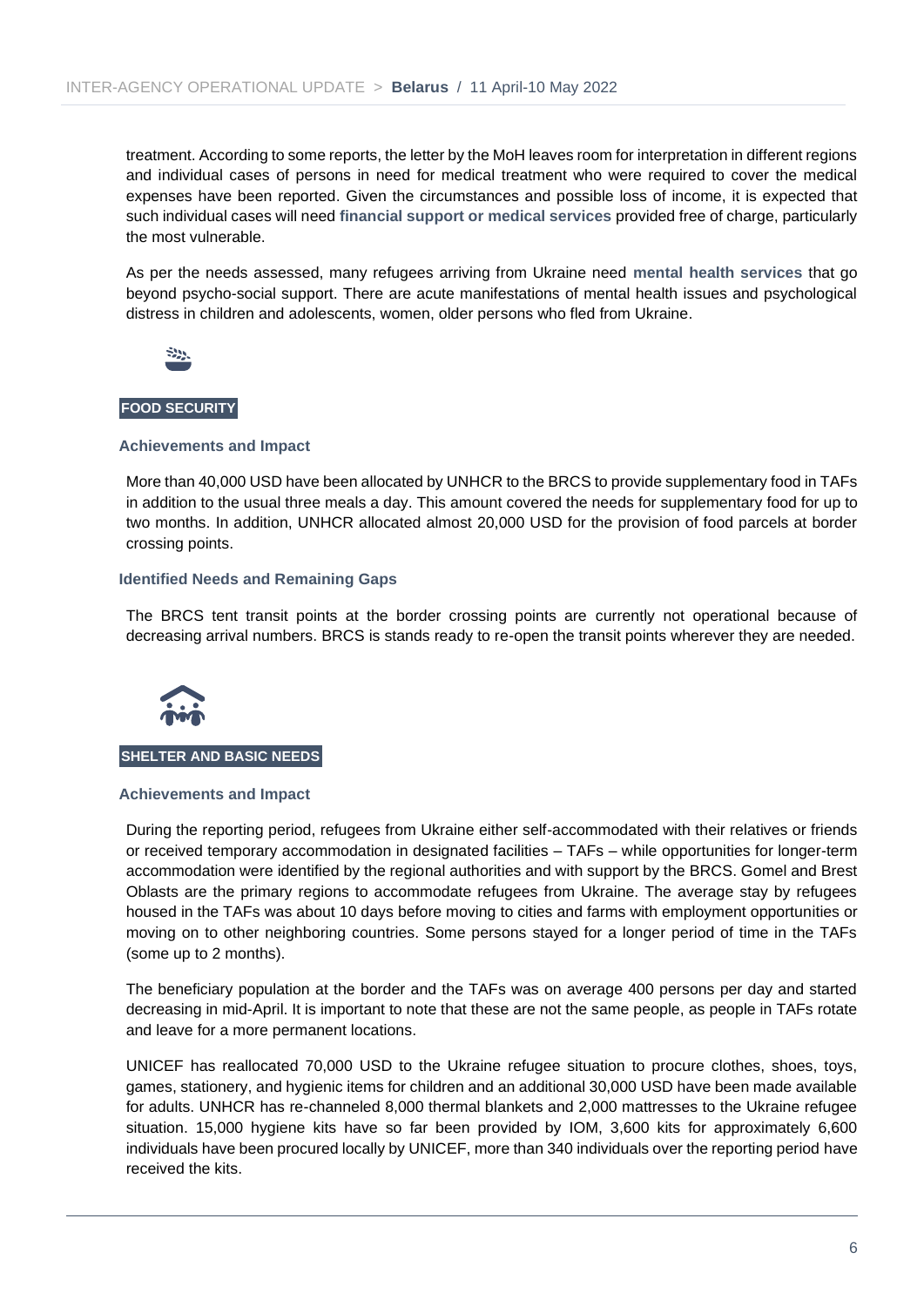treatment. According to some reports, the letter by the MoH leaves room for interpretation in different regions and individual cases of persons in need for medical treatment who were required to cover the medical expenses have been reported. Given the circumstances and possible loss of income, it is expected that such individual cases will need **financial support or medical services** provided free of charge, particularly the most vulnerable.

As per the needs assessed, many refugees arriving from Ukraine need **mental health services** that go beyond psycho-social support. There are acute manifestations of mental health issues and psychological distress in children and adolescents, women, older persons who fled from Ukraine.

## FOOD SECURITY

### Achievements and Impact

More than 40,000 USD have been allocated by UNHCR to the BRCS to provide supplementary food in TAFs in addition to the usual three meals a day. This amount covered the needs for supplementary food for up to two months. In addition, UNHCR allocated almost 20,000 USD for the provision of food parcels at border crossing points.

### Identified Needs and Remaining Gaps

The BRCS tent transit points at the border crossing points are currently not operational because of decreasing arrival numbers. BRCS is stands ready to re-open the transit points wherever they are needed.

## SHELTER AND BASIC NEEDS

### Achievements and Impact

During the reporting period, refugees from Ukraine either self-accommodated with their relatives or friends or received temporary accommodation in designated facilities – TAFs – while opportunities for longer-term accommodation were identified by the regional authorities and with support by the BRCS. Gomel and Brest Oblasts are the primary regions to accommodate refugees from Ukraine. The average stay by refugees housed in the TAFs was about 10 days before moving to cities and farms with employment opportunities or moving on to other neighboring countries. Some persons stayed for a longer period of time in the TAFs (some up to 2 months).

The beneficiary population at the border and the TAFs was on average 400 persons per day and started decreasing in mid-April. It is important to note that these are not the same people, as people in TAFs rotate and leave for a more permanent locations.

UNICEF has reallocated 70,000 USD to the Ukraine refugee situation to procure clothes, shoes, toys, games, stationery, and hygienic items for children and an additional 30,000 USD have been made available for adults. UNHCR has re-channeled 8,000 thermal blankets and 2,000 mattresses to the Ukraine refugee situation. 15,000 hygiene kits have so far been provided by IOM, 3,600 kits for approximately 6,600 individuals have been procured locally by UNICEF, more than 340 individuals over the reporting period have received the kits.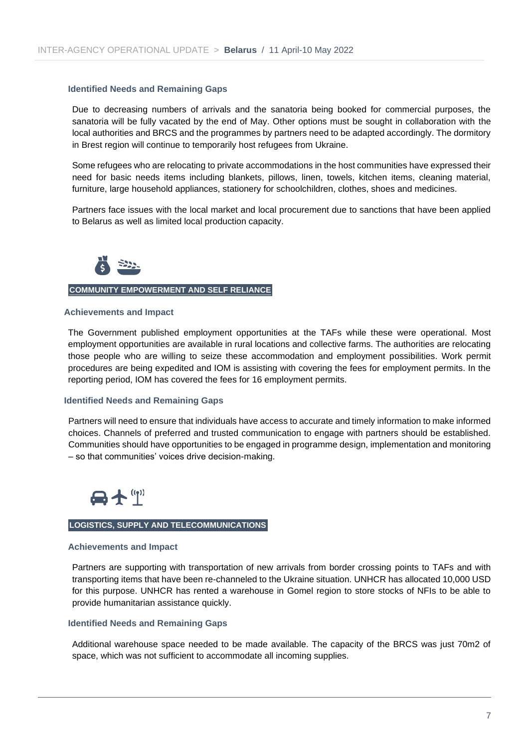#### Identified Needs and Remaining Gaps

Due to decreasing numbers of arrivals and the sanatoria being booked for commercial purposes, the sanatoria will be fully vacated by the end of May. Other options must be sought in collaboration with the local authorities and BRCS and the programmes by partners need to be adapted accordingly. The dormitory in Brest region will continue to temporarily host refugees from Ukraine.

Some refugees who are relocating to private accommodations in the host communities have expressed their need for basic needs items including blankets, pillows, linen, towels, kitchen items, cleaning material, furniture, large household appliances, stationery for schoolchildren, clothes, shoes and medicines.

Partners face issues with the local market and local procurement due to sanctions that have been applied to Belarus as well as limited local production capacity.

### COMMUNITY EMPOWERMENT AND SELF RELIANCE

#### Achievements and Impact

The Government published employment opportunities at the TAFs while these were operational. Most employment opportunities are available in rural locations and collective farms. The authorities are relocating those people who are willing to seize these accommodation and employment possibilities. Work permit procedures are being expedited and IOM is assisting with covering the fees for employment permits. In the reporting period, IOM has covered the fees for 16 employment permits.

#### Identified Needs and Remaining Gaps

Partners will need to ensure that individuals have access to accurate and timely information to make informed choices. Channels of preferred and trusted communication to engage with partners should be established. Communities should have opportunities to be engaged in programme design, implementation and monitoring – so that communities' voices drive decision-making.

### LOGISTICS, SUPPLY AND TELECOMMUNICATIONS

#### Achievements and Impact

Partners are supporting with transportation of new arrivals from border crossing points to TAFs and with transporting items that have been re-channeled to the Ukraine situation. UNHCR has allocated 10,000 USD for this purpose. UNHCR has rented a warehouse in Gomel region to store stocks of NFIs to be able to provide humanitarian assistance quickly.

#### Identified Needs and Remaining Gaps

Additional warehouse space needed to be made available. The capacity of the BRCS was just 70m2 of space, which was not sufficient to accommodate all incoming supplies.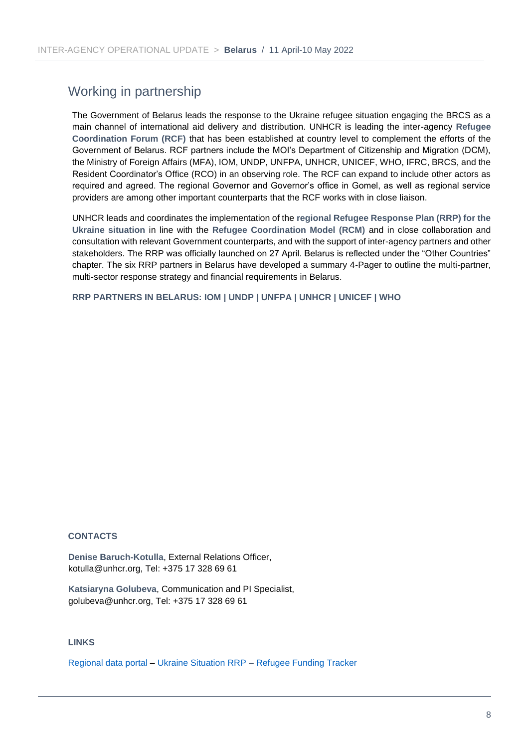## Working in partnership

The Government of Belarus leads the response to the Ukraine refugee situation engaging the BRCS as a main channel of international aid delivery and distribution. UNHCR is leading the inter-agency **Refugee Coordination Forum (RCF)** that has been established at country level to complement the efforts of the Government of Belarus. RCF partners include the MOI's Department of Citizenship and Migration (DCM), the Ministry of Foreign Affairs (MFA), IOM, UNDP, UNFPA, UNHCR, UNICEF, WHO, IFRC, BRCS, and the Resident Coordinator's Office (RCO) in an observing role. The RCF can expand to include other actors as required and agreed. The regional Governor and Governor's office in Gomel, as well as regional service providers are among other important counterparts that the RCF works with in close liaison.

UNHCR leads and coordinates the implementation of the **regional Refugee Response Plan (RRP) for the Ukraine situation** in line with the **Refugee Coordination Model (RCM)** and in close collaboration and consultation with relevant Government counterparts, and with the support of inter-agency partners and other stakeholders. The RRP was officially launched on 27 April. Belarus is reflected under the "Other Countries" chapter. The six RRP partners in Belarus have developed a summary 4-Pager to outline the multi-partner, multi-sector response strategy and financial requirements in Belarus.

**RRP PARTNERS IN BELARUS: IOM | UNDP | UNFPA | UNHCR | UNICEF | WHO**

**CONTACTS**

**Denise Baruch-Kotulla**, External Relations Officer,
kotulla@unhcr.org, Tel: +375 17 328 69 61

**Katsiaryna Golubeva**, Communication and PI Specialist,
golubeva@unhcr.org, Tel: +375 17 328 69 61

**LINKS**

Regional data portal – Ukraine Situation RRP – Refugee Funding Tracker